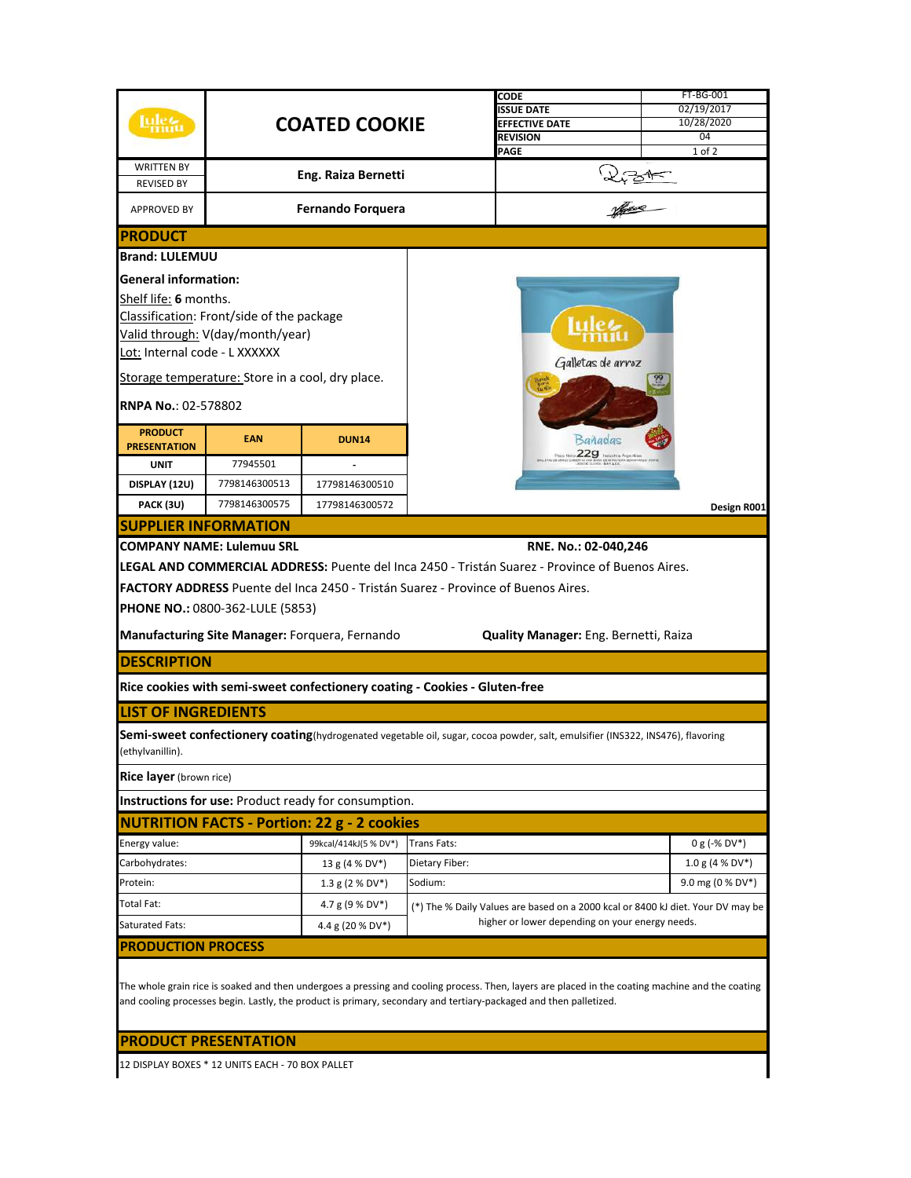| | COATED COOKIE | | |
|---|---|---|---|
| | | CODE | FT-BG-001 |
| | | ISSUE DATE | 02/19/2017 |
| | | EFFECTIVE DATE | 10/28/2020 |
| | | REVISION | 04 |
| | | PAGE | 1 of 2 |

| | | |
|---|---|---|
| WRITTEN BY / REVISED BY | Eng. Raiza Bernetti | |
| APPROVED BY | Fernando Forquera | |

## PRODUCT

**Brand: LULEMUU**

**General information:**

Shelf life: **6** months.

Classification: Front/side of the package

Valid through: V(day/month/year)

Lot: Internal code - L XXXXXX

Storage temperature: Store in a cool, dry place.

**RNPA No.**: 02-578802

| PRODUCT PRESENTATION | EAN | DUN14 |
|---|---|---|
| UNIT | 77945501 | - |
| DISPLAY (12U) | 7798146300513 | 17798146300510 |
| PACK (3U) | 7798146300575 | 17798146300572 |

**Design R001**

## SUPPLIER INFORMATION

**COMPANY NAME: Lulemuu SRL** **RNE. No.: 02-040,246**

**LEGAL AND COMMERCIAL ADDRESS:** Puente del Inca 2450 - Tristán Suarez - Province of Buenos Aires.

**FACTORY ADDRESS** Puente del Inca 2450 - Tristán Suarez - Province of Buenos Aires.

**PHONE NO.:** 0800-362-LULE (5853)

**Manufacturing Site Manager:** Forquera, Fernando **Quality Manager:** Eng. Bernetti, Raiza

## DESCRIPTION

**Rice cookies with semi-sweet confectionery coating - Cookies - Gluten-free**

## LIST OF INGREDIENTS

**Semi-sweet confectionery coating**(hydrogenated vegetable oil, sugar, cocoa powder, salt, emulsifier (INS322, INS476), flavoring (ethylvanillin).

**Rice layer** (brown rice)

**Instructions for use:** Product ready for consumption.

## NUTRITION FACTS - Portion: 22 g - 2 cookies

| | | | |
|---|---|---|---|
| Energy value: | 99kcal/414kJ(5 % DV*) | Trans Fats: | 0 g (-% DV*) |
| Carbohydrates: | 13 g (4 % DV*) | Dietary Fiber: | 1.0 g (4 % DV*) |
| Protein: | 1.3 g (2 % DV*) | Sodium: | 9.0 mg (0 % DV*) |
| Total Fat: | 4.7 g (9 % DV*) | (*) The % Daily Values are based on a 2000 kcal or 8400 kJ diet. Your DV may be higher or lower depending on your energy needs. | |
| Saturated Fats: | 4.4 g (20 % DV*) | | |

## PRODUCTION PROCESS

The whole grain rice is soaked and then undergoes a pressing and cooling process. Then, layers are placed in the coating machine and the coating and cooling processes begin. Lastly, the product is primary, secondary and tertiary-packaged and then palletized.

## PRODUCT PRESENTATION

12 DISPLAY BOXES * 12 UNITS EACH - 70 BOX PALLET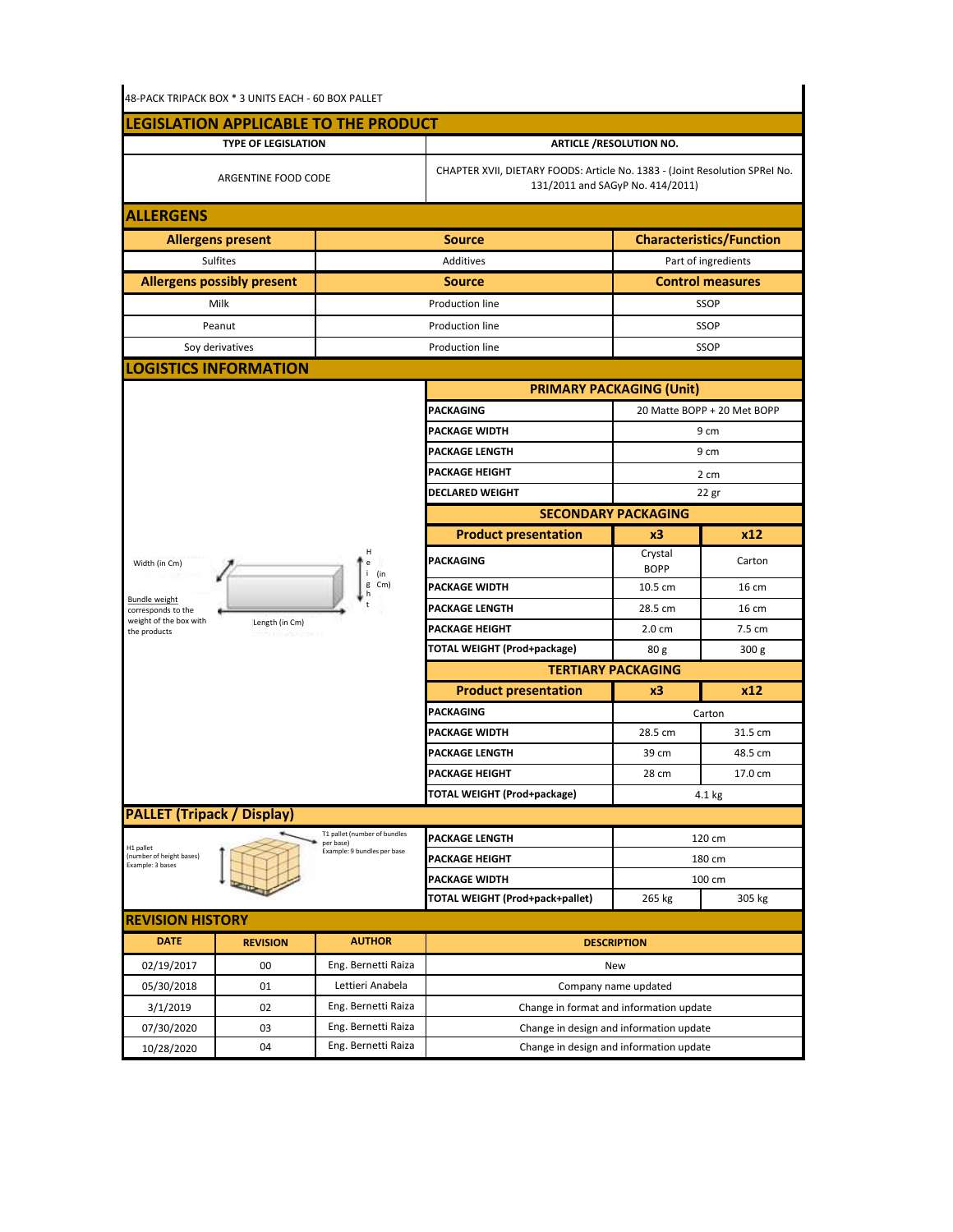48-PACK TRIPACK BOX * 3 UNITS EACH - 60 BOX PALLET

## LEGISLATION APPLICABLE TO THE PRODUCT

| TYPE OF LEGISLATION | ARTICLE /RESOLUTION NO. |
| --- | --- |
| ARGENTINE FOOD CODE | CHAPTER XVII, DIETARY FOODS: Article No. 1383 - (Joint Resolution SPReI No. 131/2011 and SAGyP No. 414/2011) |

## ALLERGENS

| Allergens present | Source | Characteristics/Function |
| --- | --- | --- |
| Sulfites | Additives | Part of ingredients |
| **Allergens possibly present** | **Source** | **Control measures** |
| Milk | Production line | SSOP |
| Peanut | Production line | SSOP |
| Soy derivatives | Production line | SSOP |

## LOGISTICS INFORMATION

Width (in Cm)

Height (in Cm)

Length (in Cm)

Bundle weight corresponds to the weight of the box with the products

| PRIMARY PACKAGING (Unit) | | |
| --- | --- | --- |
| PACKAGING | 20 Matte BOPP + 20 Met BOPP | |
| PACKAGE WIDTH | 9 cm | |
| PACKAGE LENGTH | 9 cm | |
| PACKAGE HEIGHT | 2 cm | |
| DECLARED WEIGHT | 22 gr | |
| **SECONDARY PACKAGING** | | |
| **Product presentation** | **x3** | **x12** |
| PACKAGING | Crystal BOPP | Carton |
| PACKAGE WIDTH | 10.5 cm | 16 cm |
| PACKAGE LENGTH | 28.5 cm | 16 cm |
| PACKAGE HEIGHT | 2.0 cm | 7.5 cm |
| TOTAL WEIGHT (Prod+package) | 80 g | 300 g |
| **TERTIARY PACKAGING** | | |
| **Product presentation** | **x3** | **x12** |
| PACKAGING | Carton | |
| PACKAGE WIDTH | 28.5 cm | 31.5 cm |
| PACKAGE LENGTH | 39 cm | 48.5 cm |
| PACKAGE HEIGHT | 28 cm | 17.0 cm |
| TOTAL WEIGHT (Prod+package) | 4.1 kg | |

## PALLET (Tripack / Display)

H1 pallet (number of height bases) Example: 3 bases

T1 pallet (number of bundles per base) Example: 9 bundles per base

| | | |
| --- | --- | --- |
| PACKAGE LENGTH | 120 cm | |
| PACKAGE HEIGHT | 180 cm | |
| PACKAGE WIDTH | 100 cm | |
| TOTAL WEIGHT (Prod+pack+pallet) | 265 kg | 305 kg |

## REVISION HISTORY

| DATE | REVISION | AUTHOR | DESCRIPTION |
| --- | --- | --- | --- |
| 02/19/2017 | 00 | Eng. Bernetti Raiza | New |
| 05/30/2018 | 01 | Lettieri Anabela | Company name updated |
| 3/1/2019 | 02 | Eng. Bernetti Raiza | Change in format and information update |
| 07/30/2020 | 03 | Eng. Bernetti Raiza | Change in design and information update |
| 10/28/2020 | 04 | Eng. Bernetti Raiza | Change in design and information update |